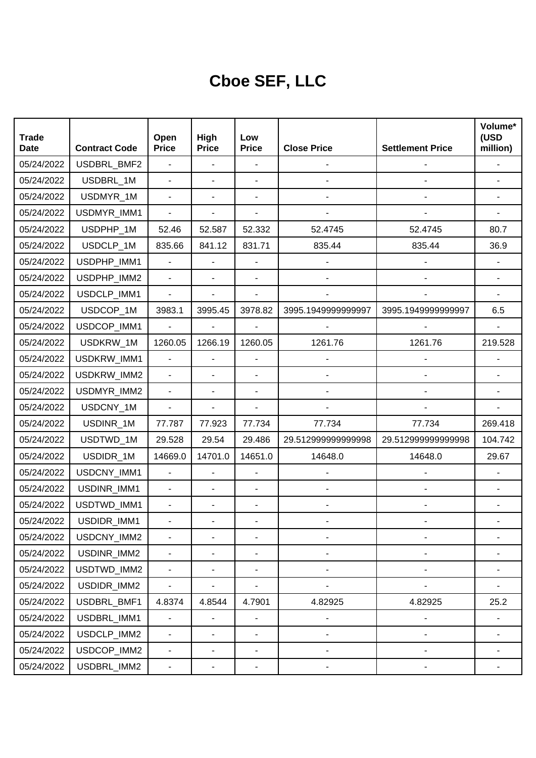# Cboe SEF, LLC

| Trade Date | Contract Code | Open Price | High Price | Low Price | Close Price | Settlement Price | Volume* (USD million) |
|---|---|---|---|---|---|---|---|
| 05/24/2022 | USDBRL_BMF2 | - | - | - | - | - | - |
| 05/24/2022 | USDBRL_1M | - | - | - | - | - | - |
| 05/24/2022 | USDMYR_1M | - | - | - | - | - | - |
| 05/24/2022 | USDMYR_IMM1 | - | - | - | - | - | - |
| 05/24/2022 | USDPHP_1M | 52.46 | 52.587 | 52.332 | 52.4745 | 52.4745 | 80.7 |
| 05/24/2022 | USDCLP_1M | 835.66 | 841.12 | 831.71 | 835.44 | 835.44 | 36.9 |
| 05/24/2022 | USDPHP_IMM1 | - | - | - | - | - | - |
| 05/24/2022 | USDPHP_IMM2 | - | - | - | - | - | - |
| 05/24/2022 | USDCLP_IMM1 | - | - | - | - | - | - |
| 05/24/2022 | USDCOP_1M | 3983.1 | 3995.45 | 3978.82 | 3995.1949999999997 | 3995.1949999999997 | 6.5 |
| 05/24/2022 | USDCOP_IMM1 | - | - | - | - | - | - |
| 05/24/2022 | USDKRW_1M | 1260.05 | 1266.19 | 1260.05 | 1261.76 | 1261.76 | 219.528 |
| 05/24/2022 | USDKRW_IMM1 | - | - | - | - | - | - |
| 05/24/2022 | USDKRW_IMM2 | - | - | - | - | - | - |
| 05/24/2022 | USDMYR_IMM2 | - | - | - | - | - | - |
| 05/24/2022 | USDCNY_1M | - | - | - | - | - | - |
| 05/24/2022 | USDINR_1M | 77.787 | 77.923 | 77.734 | 77.734 | 77.734 | 269.418 |
| 05/24/2022 | USDTWD_1M | 29.528 | 29.54 | 29.486 | 29.512999999999998 | 29.512999999999998 | 104.742 |
| 05/24/2022 | USDIDR_1M | 14669.0 | 14701.0 | 14651.0 | 14648.0 | 14648.0 | 29.67 |
| 05/24/2022 | USDCNY_IMM1 | - | - | - | - | - | - |
| 05/24/2022 | USDINR_IMM1 | - | - | - | - | - | - |
| 05/24/2022 | USDTWD_IMM1 | - | - | - | - | - | - |
| 05/24/2022 | USDIDR_IMM1 | - | - | - | - | - | - |
| 05/24/2022 | USDCNY_IMM2 | - | - | - | - | - | - |
| 05/24/2022 | USDINR_IMM2 | - | - | - | - | - | - |
| 05/24/2022 | USDTWD_IMM2 | - | - | - | - | - | - |
| 05/24/2022 | USDIDR_IMM2 | - | - | - | - | - | - |
| 05/24/2022 | USDBRL_BMF1 | 4.8374 | 4.8544 | 4.7901 | 4.82925 | 4.82925 | 25.2 |
| 05/24/2022 | USDBRL_IMM1 | - | - | - | - | - | - |
| 05/24/2022 | USDCLP_IMM2 | - | - | - | - | - | - |
| 05/24/2022 | USDCOP_IMM2 | - | - | - | - | - | - |
| 05/24/2022 | USDBRL_IMM2 | - | - | - | - | - | - |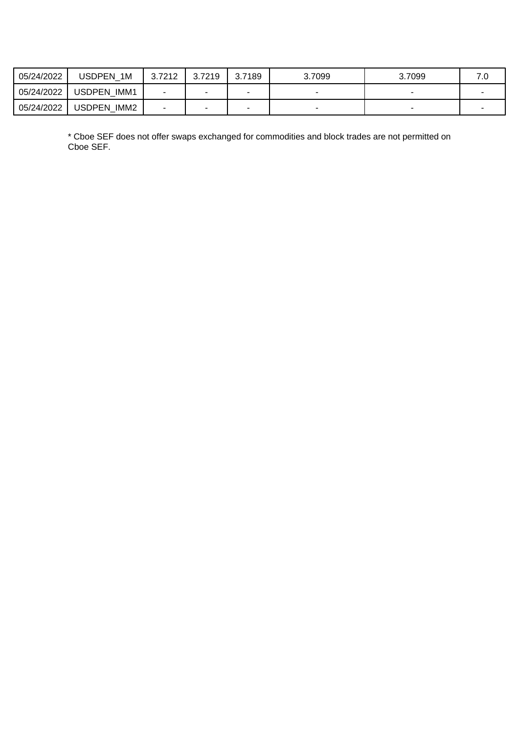| | | | | | | | |
|---|---|---|---|---|---|---|---|
| 05/24/2022 | USDPEN_1M | 3.7212 | 3.7219 | 3.7189 | 3.7099 | 3.7099 | 7.0 |
| 05/24/2022 | USDPEN_IMM1 | - | - | - | - | - | - |
| 05/24/2022 | USDPEN_IMM2 | - | - | - | - | - | - |

* Cboe SEF does not offer swaps exchanged for commodities and block trades are not permitted on Cboe SEF.